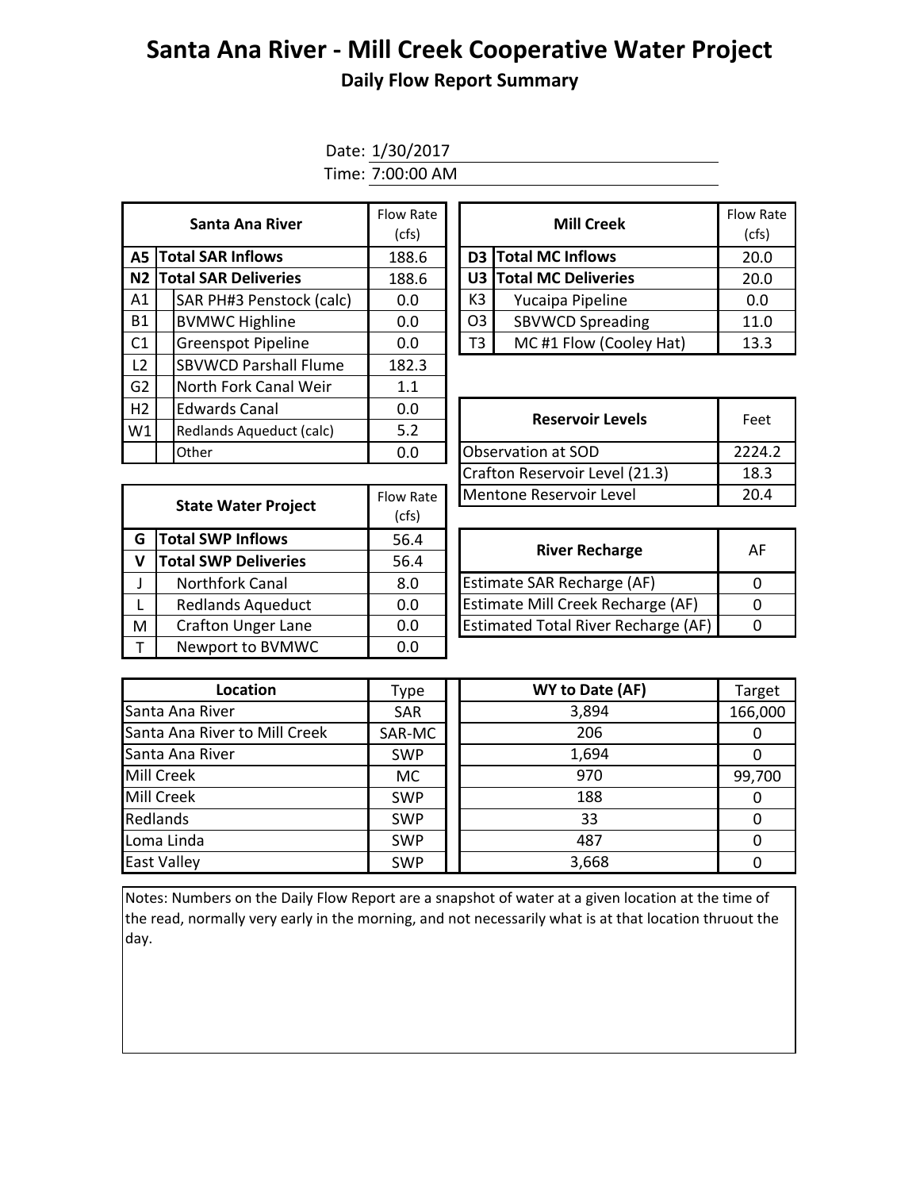# Santa Ana River - Mill Creek Cooperative Water Project

## Daily Flow Report Summary

Date: 1/30/2017

Time: 7:00:00 AM

| | Santa Ana River | Flow Rate (cfs) |
|---|---|---|
| **A5** | **Total SAR Inflows** | 188.6 |
| **N2** | **Total SAR Deliveries** | 188.6 |
| A1 | SAR PH#3 Penstock (calc) | 0.0 |
| B1 | BVMWC Highline | 0.0 |
| C1 | Greenspot Pipeline | 0.0 |
| L2 | SBVWCD Parshall Flume | 182.3 |
| G2 | North Fork Canal Weir | 1.1 |
| H2 | Edwards Canal | 0.0 |
| W1 | Redlands Aqueduct (calc) | 5.2 |
| | Other | 0.0 |

| | Mill Creek | Flow Rate (cfs) |
|---|---|---|
| **D3** | **Total MC Inflows** | 20.0 |
| **U3** | **Total MC Deliveries** | 20.0 |
| K3 | Yucaipa Pipeline | 0.0 |
| O3 | SBVWCD Spreading | 11.0 |
| T3 | MC #1 Flow (Cooley Hat) | 13.3 |

| Reservoir Levels | Feet |
|---|---|
| Observation at SOD | 2224.2 |
| Crafton Reservoir Level (21.3) | 18.3 |
| Mentone Reservoir Level | 20.4 |

| | State Water Project | Flow Rate (cfs) |
|---|---|---|
| **G** | **Total SWP Inflows** | 56.4 |
| **V** | **Total SWP Deliveries** | 56.4 |
| J | Northfork Canal | 8.0 |
| L | Redlands Aqueduct | 0.0 |
| M | Crafton Unger Lane | 0.0 |
| T | Newport to BVMWC | 0.0 |

| River Recharge | AF |
|---|---|
| Estimate SAR Recharge (AF) | 0 |
| Estimate Mill Creek Recharge (AF) | 0 |
| Estimated Total River Recharge (AF) | 0 |

| Location | Type | WY to Date (AF) | Target |
|---|---|---|---|
| Santa Ana River | SAR | 3,894 | 166,000 |
| Santa Ana River to Mill Creek | SAR-MC | 206 | 0 |
| Santa Ana River | SWP | 1,694 | 0 |
| Mill Creek | MC | 970 | 99,700 |
| Mill Creek | SWP | 188 | 0 |
| Redlands | SWP | 33 | 0 |
| Loma Linda | SWP | 487 | 0 |
| East Valley | SWP | 3,668 | 0 |

Notes: Numbers on the Daily Flow Report are a snapshot of water at a given location at the time of the read, normally very early in the morning, and not necessarily what is at that location thruout the day.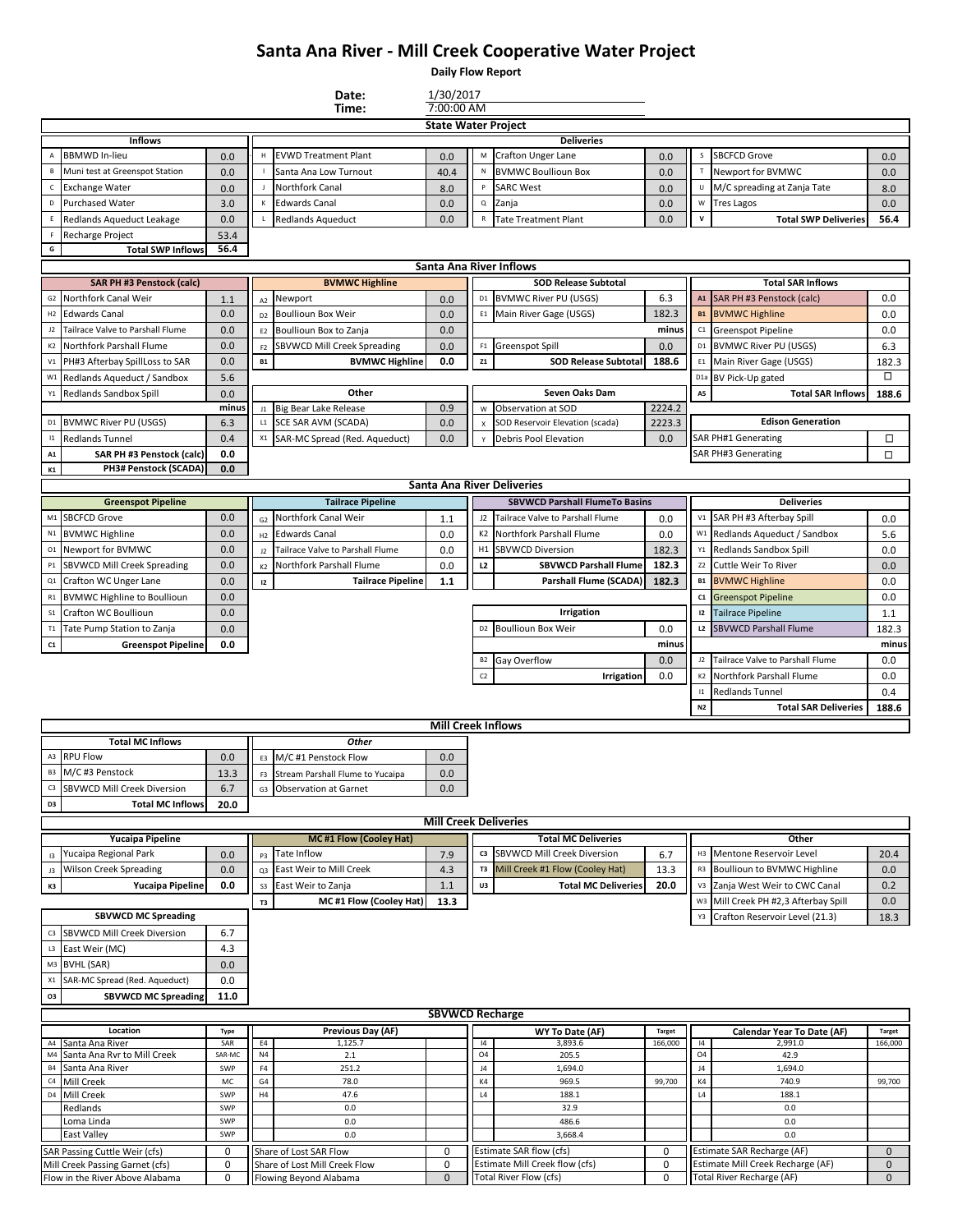# Santa Ana River - Mill Creek Cooperative Water Project

**Daily Flow Report**

**Date:** 1/30/2017
**Time:** 7:00:00 AM

## State Water Project

| | Inflows | | | Deliveries | | | | | | | |
|---|---|---|---|---|---|---|---|---|---|---|---|
| A | BBMWD In-lieu | 0.0 | H | EVWD Treatment Plant | 0.0 | M | Crafton Unger Lane | 0.0 | S | SBCFCD Grove | 0.0 |
| B | Muni test at Greenspot Station | 0.0 | I | Santa Ana Low Turnout | 40.4 | N | BVMWC Boullioun Box | 0.0 | T | Newport for BVMWC | 0.0 |
| C | Exchange Water | 0.0 | J | Northfork Canal | 8.0 | P | SARC West | 0.0 | U | M/C spreading at Zanja Tate | 8.0 |
| D | Purchased Water | 3.0 | K | Edwards Canal | 0.0 | Q | Zanja | 0.0 | W | Tres Lagos | 0.0 |
| E | Redlands Aqueduct Leakage | 0.0 | L | Redlands Aqueduct | 0.0 | R | Tate Treatment Plant | 0.0 | V | **Total SWP Deliveries** | **56.4** |
| F | Recharge Project | 53.4 | | | | | | | | | |
| G | **Total SWP Inflows** | **56.4** | | | | | | | | | |

## Santa Ana River Inflows

| | SAR PH #3 Penstock (calc) | | | BVMWC Highline | | | SOD Release Subtotal | | | Total SAR Inflows | |
|---|---|---|---|---|---|---|---|---|---|---|---|
| G2 | Northfork Canal Weir | 1.1 | A2 | Newport | 0.0 | D1 | BVMWC River PU (USGS) | 6.3 | A1 | SAR PH #3 Penstock (calc) | 0.0 |
| H2 | Edwards Canal | 0.0 | D2 | Boullioun Box Weir | 0.0 | E1 | Main River Gage (USGS) | 182.3 | B1 | BVMWC Highline | 0.0 |
| J2 | Tailrace Valve to Parshall Flume | 0.0 | E2 | Boullioun Box to Zanja | 0.0 | | | minus | C1 | Greenspot Pipeline | 0.0 |
| K2 | Northfork Parshall Flume | 0.0 | F2 | SBVWCD Mill Creek Spreading | 0.0 | F1 | Greenspot Spill | 0.0 | D1 | BVMWC River PU (USGS) | 6.3 |
| V1 | PH#3 Afterbay SpillLoss to SAR | 0.0 | B1 | **BVMWC Highline** | **0.0** | Z1 | **SOD Release Subtotal** | **188.6** | E1 | Main River Gage (USGS) | 182.3 |
| W1 | Redlands Aqueduct / Sandbox | 5.6 | | **Other** | | | **Seven Oaks Dam** | | D1a | BV Pick-Up gated | ☐ |
| Y1 | Redlands Sandbox Spill | 0.0 | | | | | | | A5 | **Total SAR Inflows** | **188.6** |
| | | minus | J1 | Big Bear Lake Release | 0.9 | W | Observation at SOD | 2224.2 | | **Edison Generation** | |
| D1 | BVMWC River PU (USGS) | 6.3 | L1 | SCE SAR AVM (SCADA) | 0.0 | X | SOD Reservoir Elevation (scada) | 2223.3 | | SAR PH#1 Generating | ☐ |
| I1 | Redlands Tunnel | 0.4 | X1 | SAR-MC Spread (Red. Aqueduct) | 0.0 | Y | Debris Pool Elevation | 0.0 | | SAR PH#3 Generating | ☐ |
| A1 | **SAR PH #3 Penstock (calc)** | **0.0** | | | | | | | | | |
| K1 | **PH3# Penstock (SCADA)** | **0.0** | | | | | | | | | |

## Santa Ana River Deliveries

| | Greenspot Pipeline | | | Tailrace Pipeline | | | SBVWCD Parshall FlumeTo Basins | | | Deliveries | |
|---|---|---|---|---|---|---|---|---|---|---|---|
| M1 | SBCFCD Grove | 0.0 | G2 | Northfork Canal Weir | 1.1 | J2 | Tailrace Valve to Parshall Flume | 0.0 | V1 | SAR PH #3 Afterbay Spill | 0.0 |
| N1 | BVMWC Highline | 0.0 | H2 | Edwards Canal | 0.0 | K2 | Northfork Parshall Flume | 0.0 | W1 | Redlands Aqueduct / Sandbox | 5.6 |
| O1 | Newport for BVMWC | 0.0 | J2 | Tailrace Valve to Parshall Flume | 0.0 | H1 | SBVWCD Diversion | 182.3 | Y1 | Redlands Sandbox Spill | 0.0 |
| P1 | SBVWCD Mill Creek Spreading | 0.0 | K2 | Northfork Parshall Flume | 0.0 | L2 | **SBVWCD Parshall Flume** | **182.3** | Z2 | Cuttle Weir To River | 0.0 |
| Q1 | Crafton WC Unger Lane | 0.0 | I2 | **Tailrace Pipeline** | **1.1** | | **Parshall Flume (SCADA)** | **182.3** | B1 | BVMWC Highline | 0.0 |
| R1 | BVMWC Highline to Boullioun | 0.0 | | | | | | | C1 | Greenspot Pipeline | 0.0 |
| S1 | Crafton WC Boullioun | 0.0 | | | | | **Irrigation** | | I2 | Tailrace Pipeline | 1.1 |
| T1 | Tate Pump Station to Zanja | 0.0 | | | | D2 | Boullioun Box Weir | 0.0 | L2 | SBVWCD Parshall Flume | 182.3 |
| C1 | **Greenspot Pipeline** | **0.0** | | | | | | minus | | | minus |
| | | | | | | B2 | Gay Overflow | 0.0 | J2 | Tailrace Valve to Parshall Flume | 0.0 |
| | | | | | | C2 | **Irrigation** | 0.0 | K2 | Northfork Parshall Flume | 0.0 |
| | | | | | | | | | I1 | Redlands Tunnel | 0.4 |
| | | | | | | | | | N2 | **Total SAR Deliveries** | **188.6** |

## Mill Creek Inflows

| | Total MC Inflows | | | *Other* | |
|---|---|---|---|---|---|
| A3 | RPU Flow | 0.0 | E3 | M/C #1 Penstock Flow | 0.0 |
| B3 | M/C #3 Penstock | 13.3 | F3 | Stream Parshall Flume to Yucaipa | 0.0 |
| C3 | SBVWCD Mill Creek Diversion | 6.7 | G3 | Observation at Garnet | 0.0 |
| D3 | **Total MC Inflows** | **20.0** | | | |

## Mill Creek Deliveries

| | Yucaipa Pipeline | | | MC #1 Flow (Cooley Hat) | | | Total MC Deliveries | | | Other | |
|---|---|---|---|---|---|---|---|---|---|---|---|
| I3 | Yucaipa Regional Park | 0.0 | P3 | Tate Inflow | 7.9 | C3 | SBVWCD Mill Creek Diversion | 6.7 | H3 | Mentone Reservoir Level | 20.4 |
| J3 | Wilson Creek Spreading | 0.0 | Q3 | East Weir to Mill Creek | 4.3 | T3 | Mill Creek #1 Flow (Cooley Hat) | 13.3 | R3 | Boullioun to BVMWC Highline | 0.0 |
| K3 | **Yucaipa Pipeline** | **0.0** | S3 | East Weir to Zanja | 1.1 | U3 | **Total MC Deliveries** | **20.0** | V3 | Zanja West Weir to CWC Canal | 0.2 |
| | | | T3 | **MC #1 Flow (Cooley Hat)** | **13.3** | | | | W3 | Mill Creek PH #2,3 Afterbay Spill | 0.0 |
| | | | | | | | | | Y3 | Crafton Reservoir Level (21.3) | 18.3 |

| | SBVWCD MC Spreading | |
|---|---|---|
| C3 | SBVWCD Mill Creek Diversion | 6.7 |
| L3 | East Weir (MC) | 4.3 |
| M3 | BVHL (SAR) | 0.0 |
| X1 | SAR-MC Spread (Red. Aqueduct) | 0.0 |
| O3 | **SBVWCD MC Spreading** | **11.0** |

## SBVWCD Recharge

| | Location | Type | | Previous Day (AF) | | WY To Date (AF) | Target | | Calendar Year To Date (AF) | Target |
|---|---|---|---|---|---|---|---|---|---|---|
| A4 | Santa Ana River | SAR | E4 | 1,125.7 | I4 | 3,893.6 | 166,000 | I4 | 2,991.0 | 166,000 |
| M4 | Santa Ana Rvr to Mill Creek | SAR-MC | N4 | 2.1 | O4 | 205.5 | | O4 | 42.9 | |
| B4 | Santa Ana River | SWP | F4 | 251.2 | J4 | 1,694.0 | | J4 | 1,694.0 | |
| C4 | Mill Creek | MC | G4 | 78.0 | K4 | 969.5 | 99,700 | K4 | 740.9 | 99,700 |
| D4 | Mill Creek | SWP | H4 | 47.6 | L4 | 188.1 | | L4 | 188.1 | |
| | Redlands | SWP | | 0.0 | | 32.9 | | | 0.0 | |
| | Loma Linda | SWP | | 0.0 | | 486.6 | | | 0.0 | |
| | East Valley | SWP | | 0.0 | | 3,668.4 | | | 0.0 | |

| | | | | | | | |
|---|---|---|---|---|---|---|---|
| SAR Passing Cuttle Weir (cfs) | 0 | Share of Lost SAR Flow | 0 | Estimate SAR flow (cfs) | 0 | Estimate SAR Recharge (AF) | 0 |
| Mill Creek Passing Garnet (cfs) | 0 | Share of Lost Mill Creek Flow | 0 | Estimate Mill Creek flow (cfs) | 0 | Estimate Mill Creek Recharge (AF) | 0 |
| Flow in the River Above Alabama | 0 | Flowing Beyond Alabama | 0 | Total River Flow (cfs) | 0 | Total River Recharge (AF) | 0 |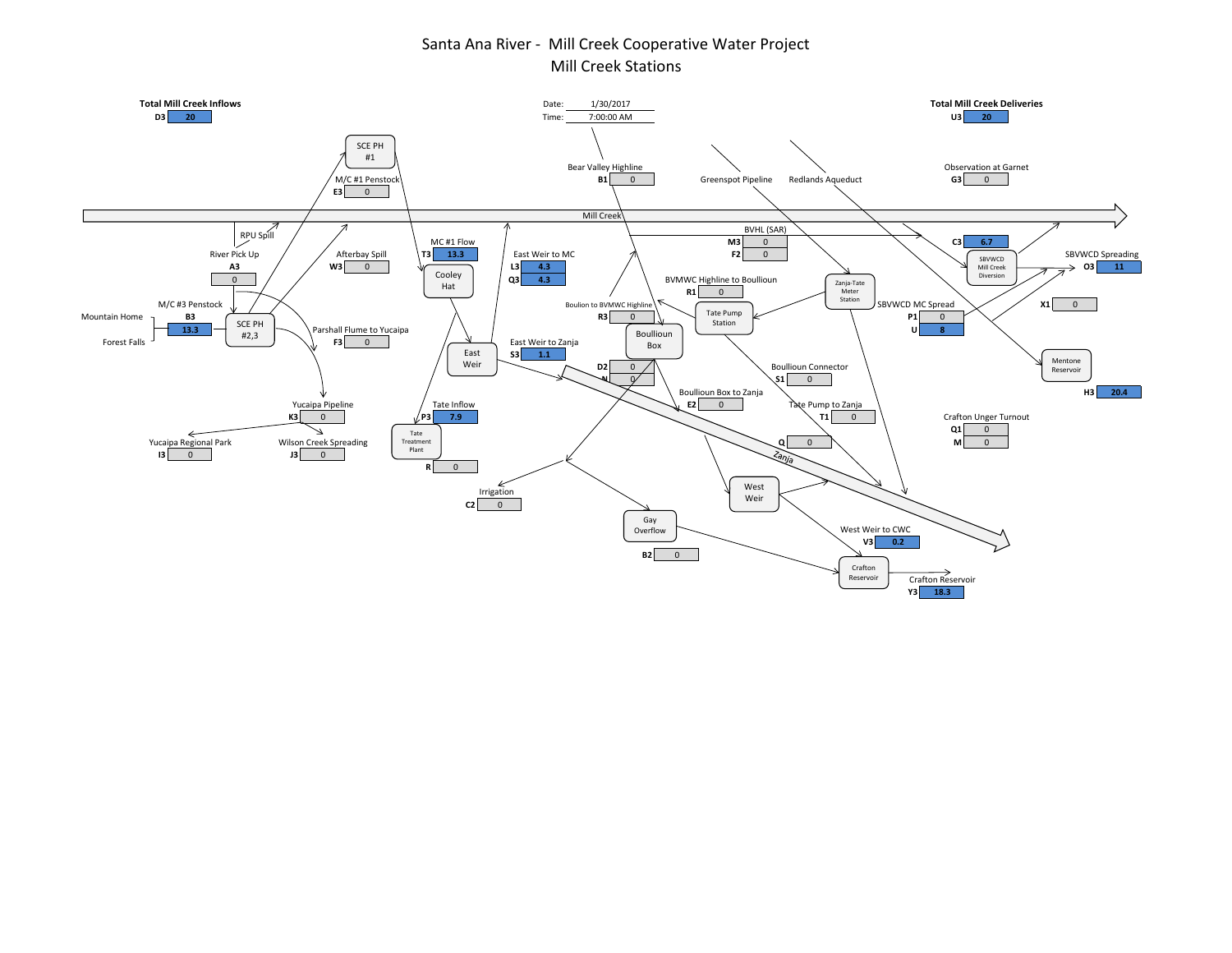# Santa Ana River - Mill Creek Cooperative Water Project
## Mill Creek Stations

Date: 1/30/2017
Time: 7:00:00 AM

**Total Mill Creek Inflows**
D3: 20

**Total Mill Creek Deliveries**
U3: 20

| Station | Code | Value |
|---|---|---|
| M/C #1 Penstock | E3 | 0 |
| River Pick Up | A3 | 0 |
| RPU Spill | | |
| Afterbay Spill | W3 | 0 |
| M/C #3 Penstock (Mountain Home / Forest Falls) | B3 | 13.3 |
| Parshall Flume to Yucaipa | F3 | 0 |
| Yucaipa Pipeline | K3 | 0 |
| Yucaipa Regional Park | I3 | 0 |
| Wilson Creek Spreading | J3 | 0 |
| MC #1 Flow | T3 | 13.3 |
| Tate Inflow | P3 | 7.9 |
| Tate Treatment Plant | R | 0 |
| East Weir to MC | L3 | 4.3 |
| | Q3 | 4.3 |
| East Weir to Zanja | S3 | 1.1 |
| Bear Valley Highline | B1 | 0 |
| BVHL (SAR) | M3 | 0 |
| | F2 | 0 |
| BVMWC Highline to Boullioun | R1 | 0 |
| Boulion to BVMWC Highline | R3 | 0 |
| | D2 | 0 |
| | N | 0 |
| Boullioun Box to Zanja | E2 | 0 |
| Boullioun Connector | S1 | 0 |
| Tate Pump to Zanja | T1 | 0 |
| | Q | 0 |
| Irrigation | C2 | 0 |
| Gay Overflow | B2 | 0 |
| West Weir to CWC | V3 | 0.2 |
| Crafton Reservoir | Y3 | 18.3 |
| Observation at Garnet | G3 | 0 |
| SBVWCD Mill Creek Diversion | C3 | 6.7 |
| SBVWCD Spreading | O3 | 11 |
| | X1 | 0 |
| SBVWCD MC Spread | P1 | 0 |
| | U | 8 |
| Mentone Reservoir | H3 | 20.4 |
| Crafton Unger Turnout | Q1 | 0 |
| | M | 0 |

Other labels: Mill Creek, Zanja, SCE PH #1, SCE PH #2,3, Cooley Hat, East Weir, Boullioun Box, Tate Pump Station, Zanja-Tate Meter Station, Greenspot Pipeline, Redlands Aqueduct, West Weir, Gay Overflow, Crafton Reservoir, Tate Treatment Plant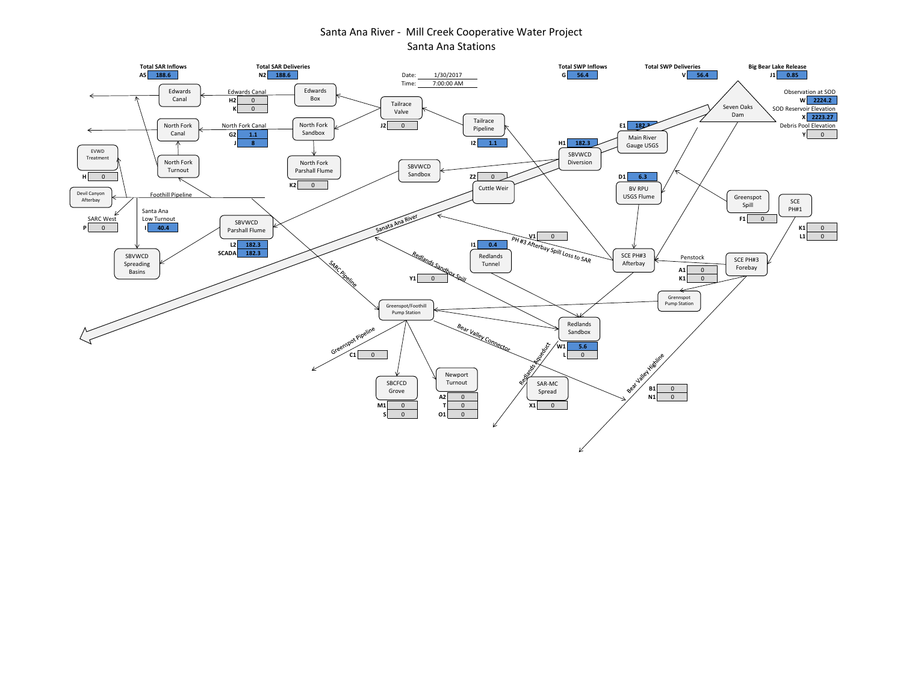# Santa Ana River - Mill Creek Cooperative Water Project

## Santa Ana Stations

Date: 1/30/2017

Time: 7:00:00 AM

**Total SAR Inflows** A5 188.6

**Total SAR Deliveries** N2 188.6

**Total SWP Inflows** G 56.4

**Total SWP Deliveries** V 56.4

**Big Bear Lake Release** J1 0.85

Observation at SOD W 2224.2

SOD Reservoir Elevation X 2223.27

Debris Pool Elevation Y 0

Seven Oaks Dam

Edwards Canal

Edwards Canal H2 0 K 0

Edwards Box

North Fork Canal

North Fork Canal G2 1.1 J 8

North Fork Sandbox

North Fork Parshall Flume K2 0

Tailrace Valve J2 0

Tailrace Pipeline I2 1.1

E1 182.3 Main River Gauge USGS

H1 182.3 SBVWCD Diversion

EVWD Treatment H 0

North Fork Turnout

Foothill Pipeline

Devil Canyon Afterbay

SARC West P 0

Santa Ana Low Turnout I 40.4

SBVWCD Spreading Basins

SBVWCD Parshall Flume L2 182.3 SCADA 182.3

SBVWCD Sandbox Z2 0

Cuttle Weir

Sanata Ana River

D1 6.3 BV RPU USGS Flume

Greenspot Spill F1 0

SCE PH#1 K1 0 L1 0

V1 0 PH #3 Afterbay Spill Loss to SAR

SCE PH#3 Afterbay

Penstock A1 0 K1 0

SCE PH#3 Forebay

I1 0.4 Redlands Tunnel

Redlands Sandbox Spill Y1 0

SARC Pipeline

Grennspot Pump Station

Greenspot/Foothill Pump Station

Redlands Sandbox W1 5.6 L 0

Greenspot Pipeline C1 0

Bear Valley Connector

SBCFCD Grove M1 0 S 0

Newport Turnout A2 0 T 0 O1 0

Redlands Aqueduct

SAR-MC Spread X1 0

Bear Valley Highline B1 0 N1 0